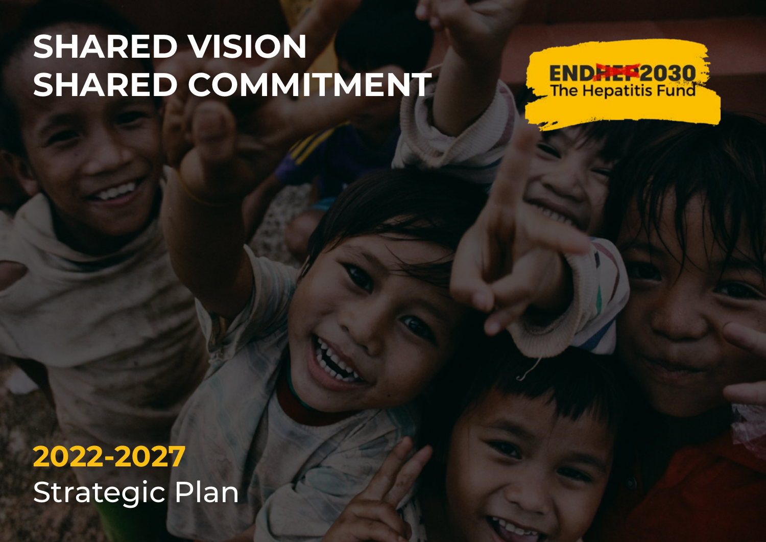# SHARED VISION SHARED COMMITMENT

ENDHEP2030
The Hepatitis Fund

**2022-2027**

Strategic Plan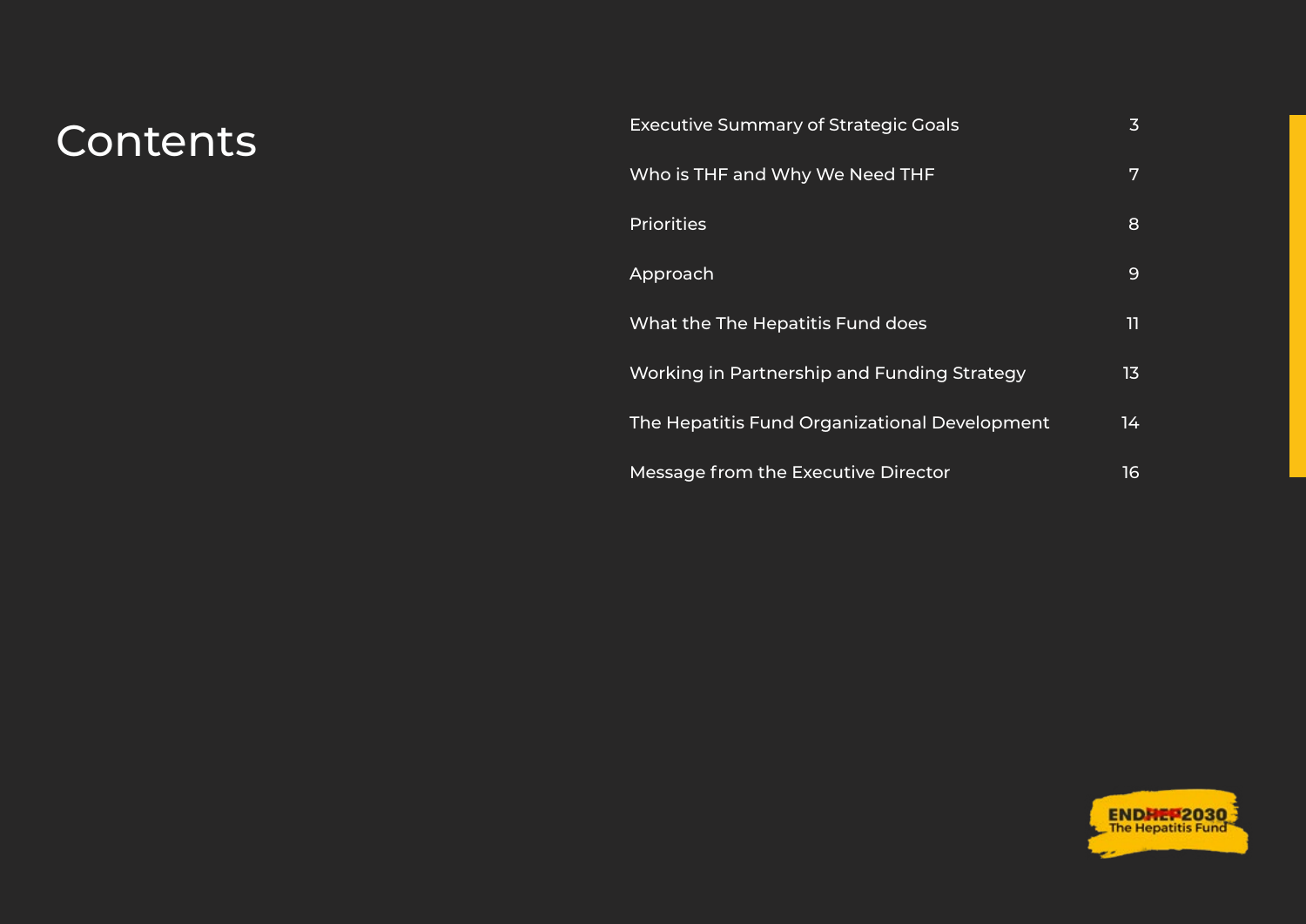# Contents

| | |
|---|---|
| Executive Summary of Strategic Goals | 3 |
| Who is THF and Why We Need THF | 7 |
| Priorities | 8 |
| Approach | 9 |
| What the The Hepatitis Fund does | 11 |
| Working in Partnership and Funding Strategy | 13 |
| The Hepatitis Fund Organizational Development | 14 |
| Message from the Executive Director | 16 |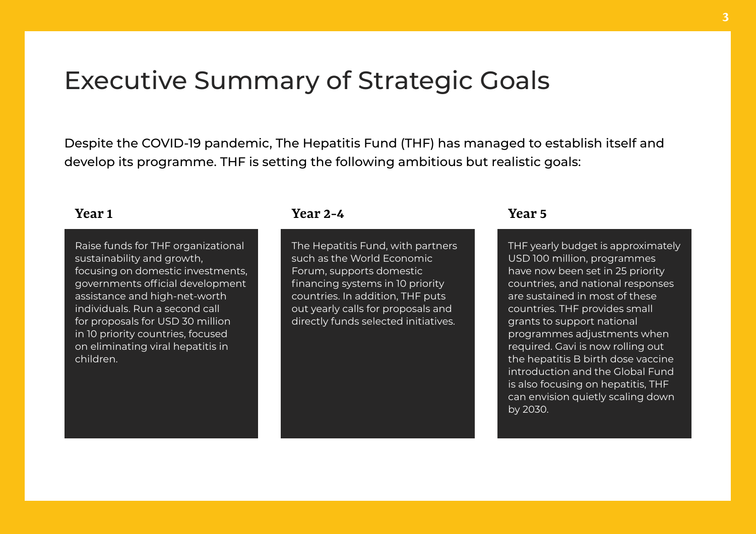# Executive Summary of Strategic Goals

Despite the COVID-19 pandemic, The Hepatitis Fund (THF) has managed to establish itself and develop its programme. THF is setting the following ambitious but realistic goals:

### Year 1

Raise funds for THF organizational sustainability and growth, focusing on domestic investments, governments official development assistance and high-net-worth individuals. Run a second call for proposals for USD 30 million in 10 priority countries, focused on eliminating viral hepatitis in children.

### Year 2-4

The Hepatitis Fund, with partners such as the World Economic Forum, supports domestic financing systems in 10 priority countries. In addition, THF puts out yearly calls for proposals and directly funds selected initiatives.

### Year 5

THF yearly budget is approximately USD 100 million, programmes have now been set in 25 priority countries, and national responses are sustained in most of these countries. THF provides small grants to support national programmes adjustments when required. Gavi is now rolling out the hepatitis B birth dose vaccine introduction and the Global Fund is also focusing on hepatitis, THF can envision quietly scaling down by 2030.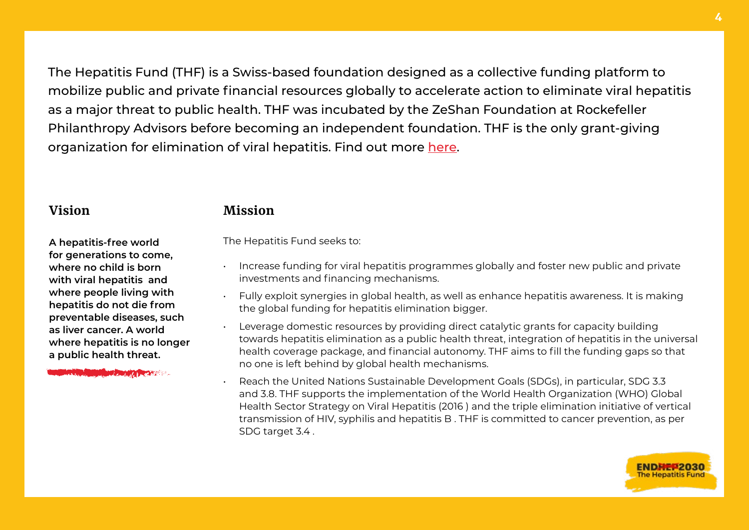The Hepatitis Fund (THF) is a Swiss-based foundation designed as a collective funding platform to mobilize public and private financial resources globally to accelerate action to eliminate viral hepatitis as a major threat to public health. THF was incubated by the ZeShan Foundation at Rockefeller Philanthropy Advisors before becoming an independent foundation. THF is the only grant-giving organization for elimination of viral hepatitis. Find out more here.

## Vision

**A hepatitis-free world for generations to come, where no child is born with viral hepatitis and where people living with hepatitis do not die from preventable diseases, such as liver cancer. A world where hepatitis is no longer a public health threat.**

## Mission

The Hepatitis Fund seeks to:

- Increase funding for viral hepatitis programmes globally and foster new public and private investments and financing mechanisms.
- Fully exploit synergies in global health, as well as enhance hepatitis awareness. It is making the global funding for hepatitis elimination bigger.
- Leverage domestic resources by providing direct catalytic grants for capacity building towards hepatitis elimination as a public health threat, integration of hepatitis in the universal health coverage package, and financial autonomy. THF aims to fill the funding gaps so that no one is left behind by global health mechanisms.
- Reach the United Nations Sustainable Development Goals (SDGs), in particular, SDG 3.3 and 3.8. THF supports the implementation of the World Health Organization (WHO) Global Health Sector Strategy on Viral Hepatitis (2016 ) and the triple elimination initiative of vertical transmission of HIV, syphilis and hepatitis B . THF is committed to cancer prevention, as per SDG target 3.4 .

ENDHEP2030
The Hepatitis Fund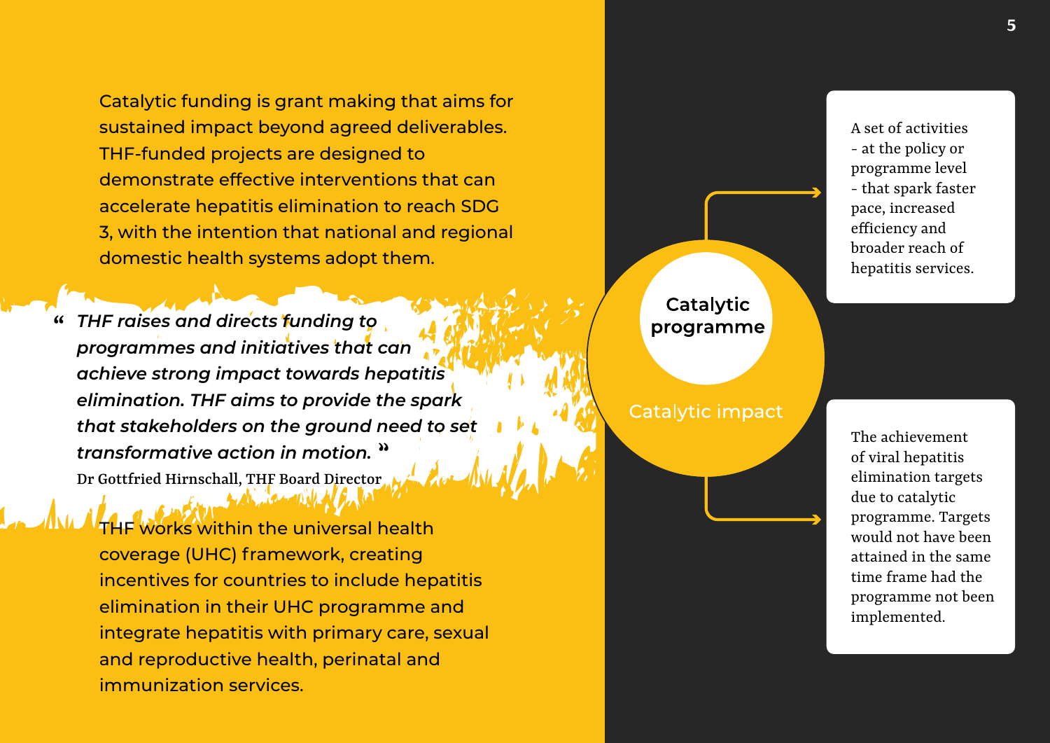Catalytic funding is grant making that aims for sustained impact beyond agreed deliverables. THF-funded projects are designed to demonstrate effective interventions that can accelerate hepatitis elimination to reach SDG 3, with the intention that national and regional domestic health systems adopt them.

> *"THF raises and directs funding to programmes and initiatives that can achieve strong impact towards hepatitis elimination. THF aims to provide the spark that stakeholders on the ground need to set transformative action in motion."*
>
> Dr Gottfried Hirnschall, THF Board Director

THF works within the universal health coverage (UHC) framework, creating incentives for countries to include hepatitis elimination in their UHC programme and integrate hepatitis with primary care, sexual and reproductive health, perinatal and immunization services.

**Catalytic programme**

A set of activities - at the policy or programme level - that spark faster pace, increased efficiency and broader reach of hepatitis services.

**Catalytic impact**

The achievement of viral hepatitis elimination targets due to catalytic programme. Targets would not have been attained in the same time frame had the programme not been implemented.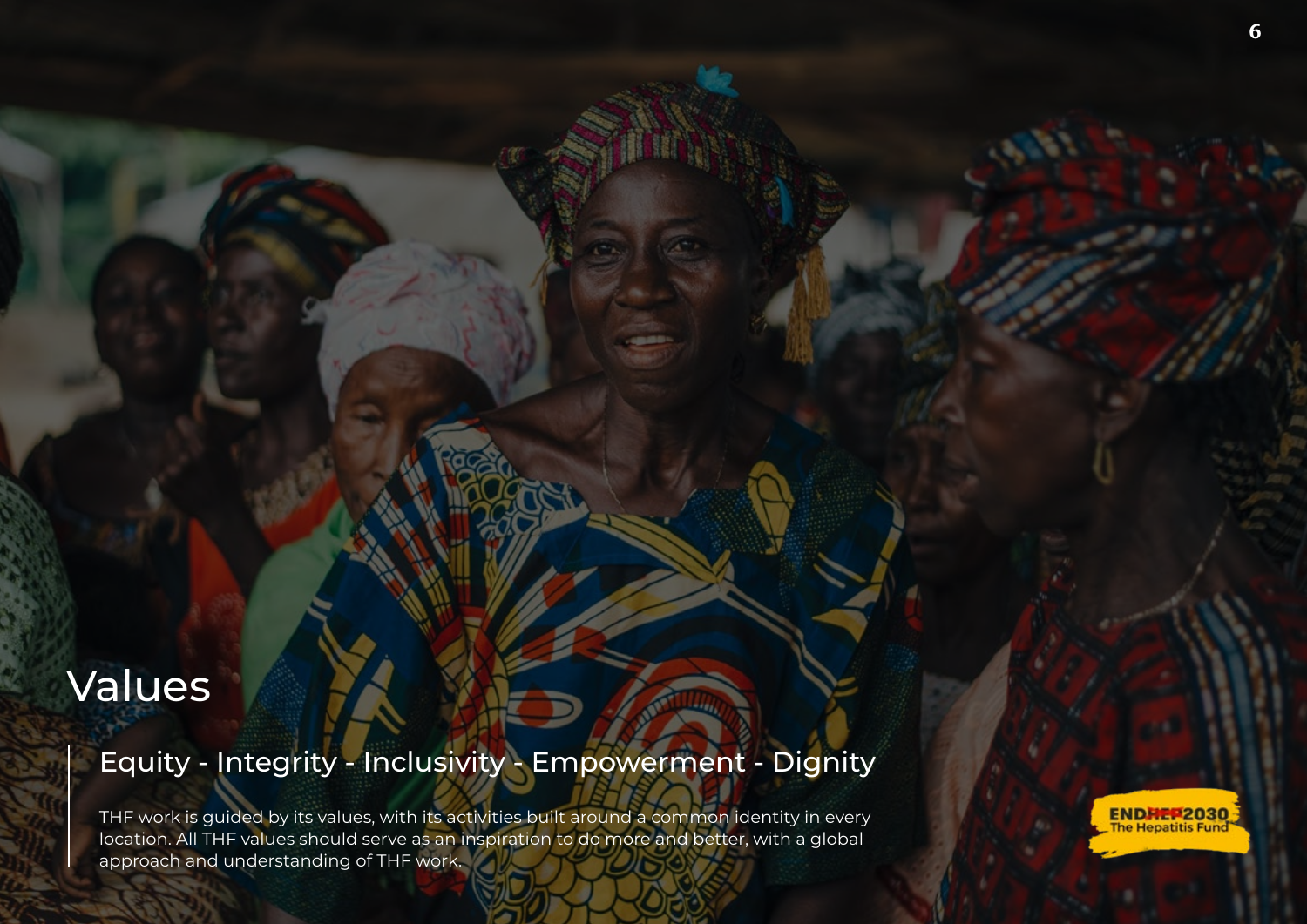# Values

## Equity - Integrity - Inclusivity - Empowerment - Dignity

THF work is guided by its values, with its activities built around a common identity in every location. All THF values should serve as an inspiration to do more and better, with a global approach and understanding of THF work.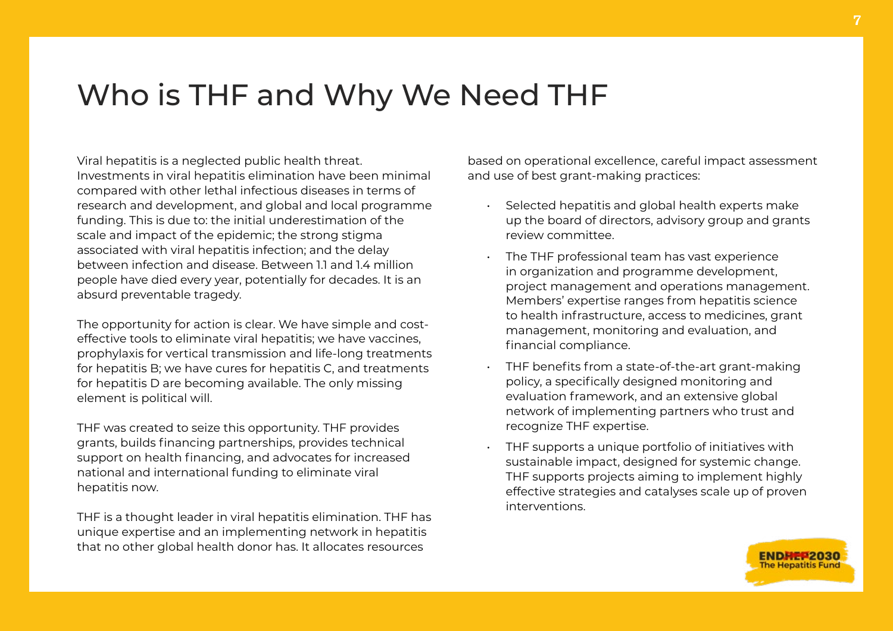# Who is THF and Why We Need THF

Viral hepatitis is a neglected public health threat. Investments in viral hepatitis elimination have been minimal compared with other lethal infectious diseases in terms of research and development, and global and local programme funding. This is due to: the initial underestimation of the scale and impact of the epidemic; the strong stigma associated with viral hepatitis infection; and the delay between infection and disease. Between 1.1 and 1.4 million people have died every year, potentially for decades. It is an absurd preventable tragedy.

The opportunity for action is clear. We have simple and cost-effective tools to eliminate viral hepatitis; we have vaccines, prophylaxis for vertical transmission and life-long treatments for hepatitis B; we have cures for hepatitis C, and treatments for hepatitis D are becoming available. The only missing element is political will.

THF was created to seize this opportunity. THF provides grants, builds financing partnerships, provides technical support on health financing, and advocates for increased national and international funding to eliminate viral hepatitis now.

THF is a thought leader in viral hepatitis elimination. THF has unique expertise and an implementing network in hepatitis that no other global health donor has. It allocates resources based on operational excellence, careful impact assessment and use of best grant-making practices:

- Selected hepatitis and global health experts make up the board of directors, advisory group and grants review committee.
- The THF professional team has vast experience in organization and programme development, project management and operations management. Members' expertise ranges from hepatitis science to health infrastructure, access to medicines, grant management, monitoring and evaluation, and financial compliance.
- THF benefits from a state-of-the-art grant-making policy, a specifically designed monitoring and evaluation framework, and an extensive global network of implementing partners who trust and recognize THF expertise.
- THF supports a unique portfolio of initiatives with sustainable impact, designed for systemic change. THF supports projects aiming to implement highly effective strategies and catalyses scale up of proven interventions.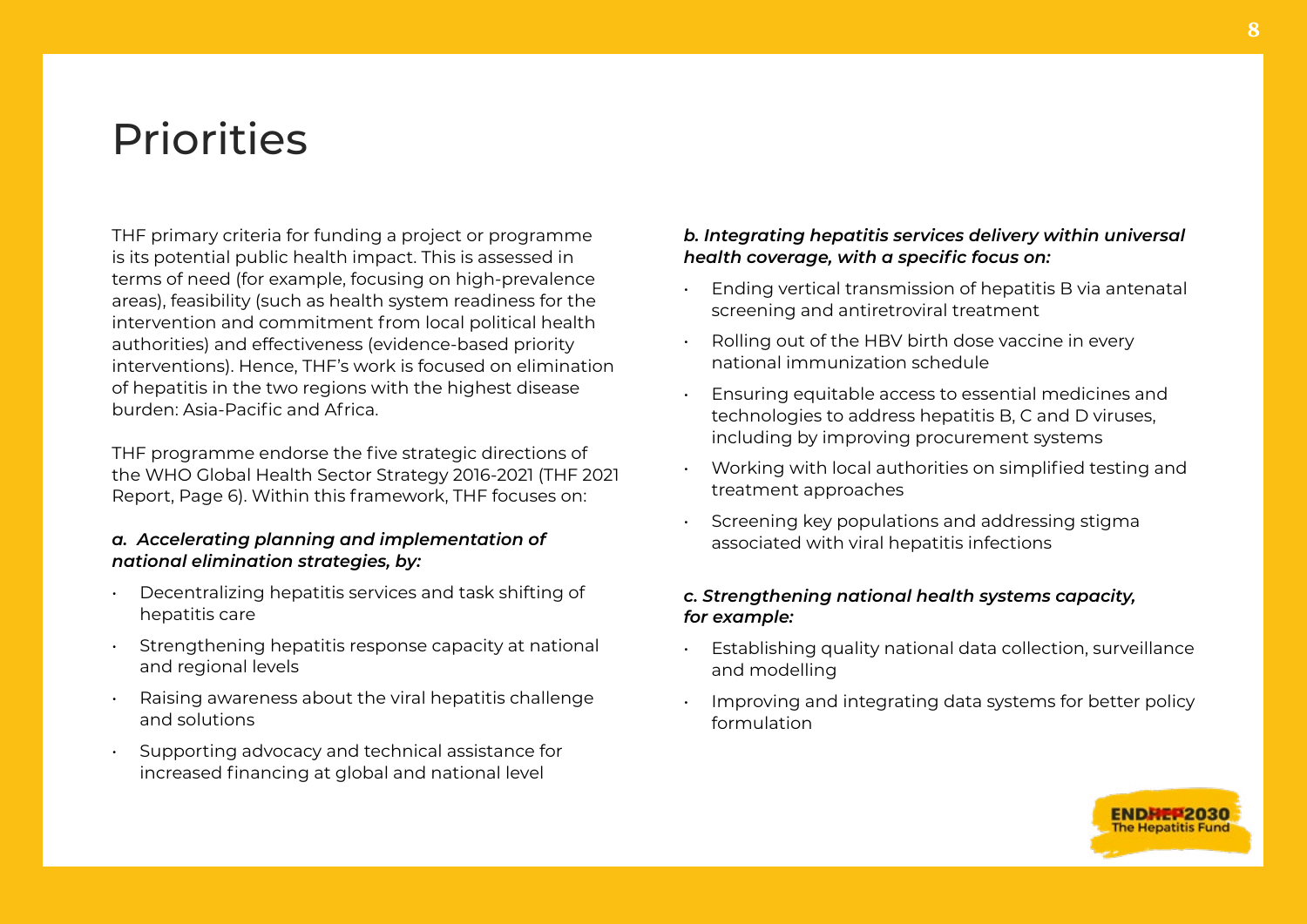# Priorities

THF primary criteria for funding a project or programme is its potential public health impact. This is assessed in terms of need (for example, focusing on high-prevalence areas), feasibility (such as health system readiness for the intervention and commitment from local political health authorities) and effectiveness (evidence-based priority interventions). Hence, THF's work is focused on elimination of hepatitis in the two regions with the highest disease burden: Asia-Pacific and Africa.

THF programme endorse the five strategic directions of the WHO Global Health Sector Strategy 2016-2021 (THF 2021 Report, Page 6). Within this framework, THF focuses on:

***a. Accelerating planning and implementation of national elimination strategies, by:***

- Decentralizing hepatitis services and task shifting of hepatitis care
- Strengthening hepatitis response capacity at national and regional levels
- Raising awareness about the viral hepatitis challenge and solutions
- Supporting advocacy and technical assistance for increased financing at global and national level

***b. Integrating hepatitis services delivery within universal health coverage, with a specific focus on:***

- Ending vertical transmission of hepatitis B via antenatal screening and antiretroviral treatment
- Rolling out of the HBV birth dose vaccine in every national immunization schedule
- Ensuring equitable access to essential medicines and technologies to address hepatitis B, C and D viruses, including by improving procurement systems
- Working with local authorities on simplified testing and treatment approaches
- Screening key populations and addressing stigma associated with viral hepatitis infections

***c. Strengthening national health systems capacity, for example:***

- Establishing quality national data collection, surveillance and modelling
- Improving and integrating data systems for better policy formulation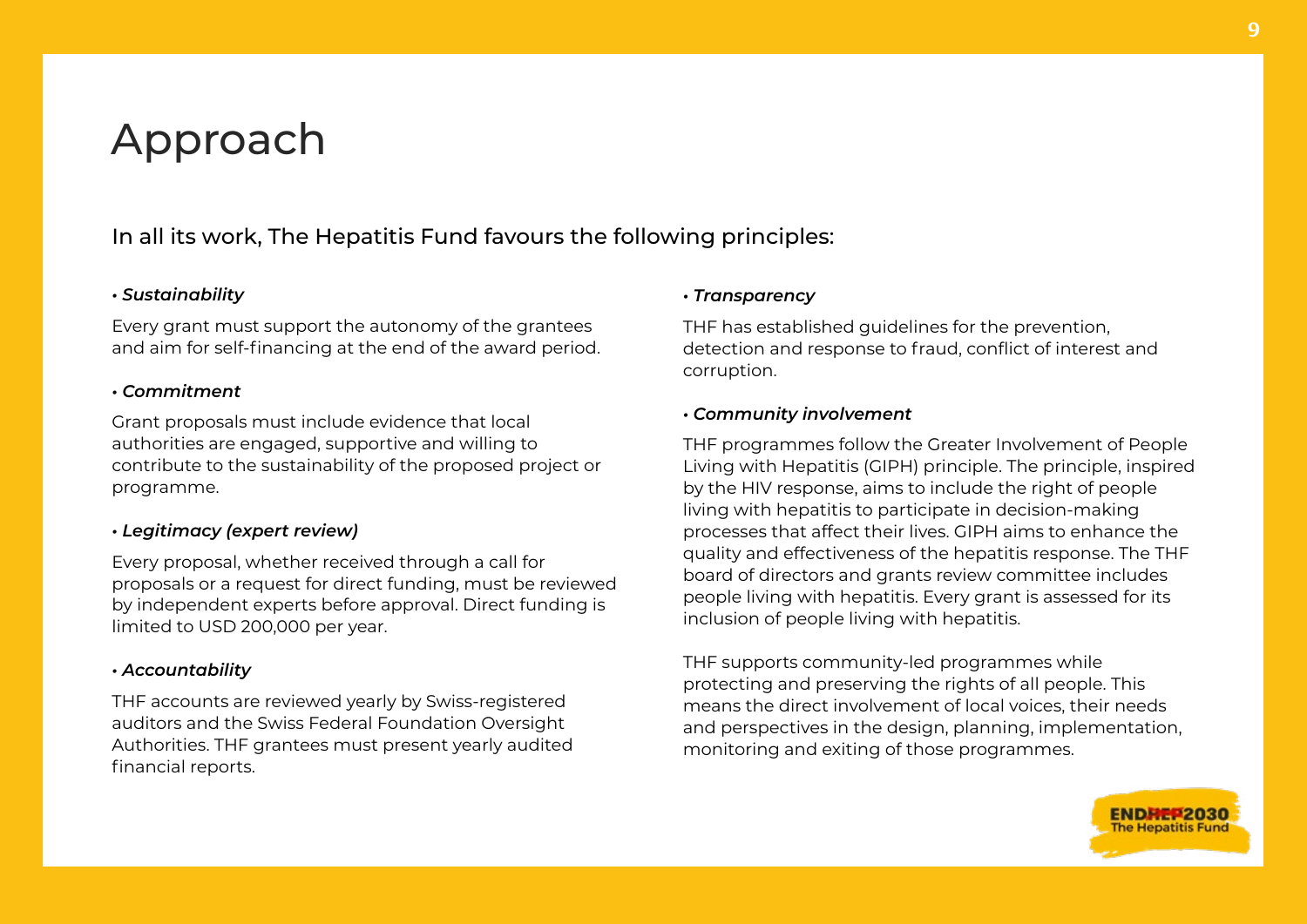# Approach

In all its work, The Hepatitis Fund favours the following principles:

- ***Sustainability***

Every grant must support the autonomy of the grantees and aim for self-financing at the end of the award period.

- ***Commitment***

Grant proposals must include evidence that local authorities are engaged, supportive and willing to contribute to the sustainability of the proposed project or programme.

- ***Legitimacy (expert review)***

Every proposal, whether received through a call for proposals or a request for direct funding, must be reviewed by independent experts before approval. Direct funding is limited to USD 200,000 per year.

- ***Accountability***

THF accounts are reviewed yearly by Swiss-registered auditors and the Swiss Federal Foundation Oversight Authorities. THF grantees must present yearly audited financial reports.

- ***Transparency***

THF has established guidelines for the prevention, detection and response to fraud, conflict of interest and corruption.

- ***Community involvement***

THF programmes follow the Greater Involvement of People Living with Hepatitis (GIPH) principle. The principle, inspired by the HIV response, aims to include the right of people living with hepatitis to participate in decision-making processes that affect their lives. GIPH aims to enhance the quality and effectiveness of the hepatitis response. The THF board of directors and grants review committee includes people living with hepatitis. Every grant is assessed for its inclusion of people living with hepatitis.

THF supports community-led programmes while protecting and preserving the rights of all people. This means the direct involvement of local voices, their needs and perspectives in the design, planning, implementation, monitoring and exiting of those programmes.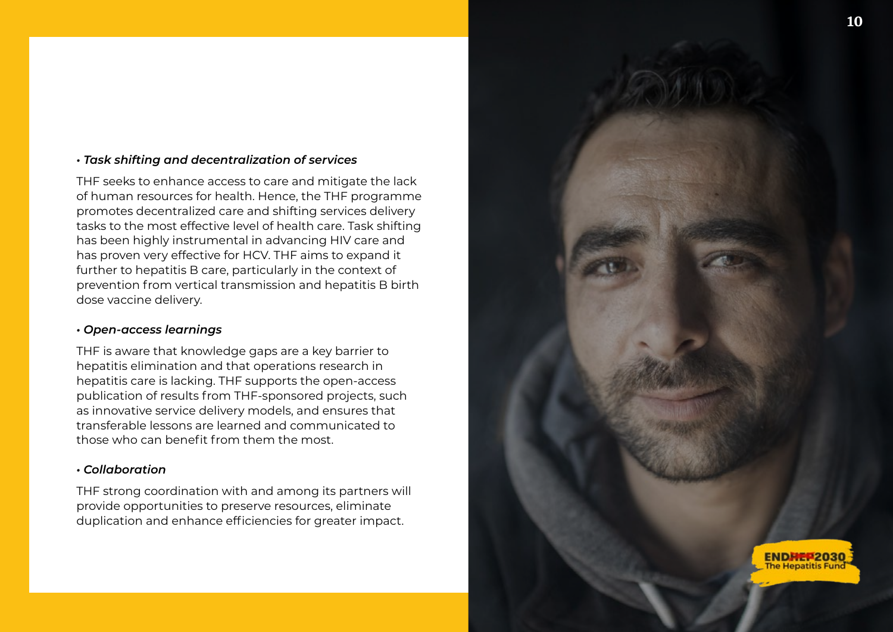- ***Task shifting and decentralization of services***

THF seeks to enhance access to care and mitigate the lack of human resources for health. Hence, the THF programme promotes decentralized care and shifting services delivery tasks to the most effective level of health care. Task shifting has been highly instrumental in advancing HIV care and has proven very effective for HCV. THF aims to expand it further to hepatitis B care, particularly in the context of prevention from vertical transmission and hepatitis B birth dose vaccine delivery.

- ***Open-access learnings***

THF is aware that knowledge gaps are a key barrier to hepatitis elimination and that operations research in hepatitis care is lacking. THF supports the open-access publication of results from THF-sponsored projects, such as innovative service delivery models, and ensures that transferable lessons are learned and communicated to those who can benefit from them the most.

- ***Collaboration***

THF strong coordination with and among its partners will provide opportunities to preserve resources, eliminate duplication and enhance efficiencies for greater impact.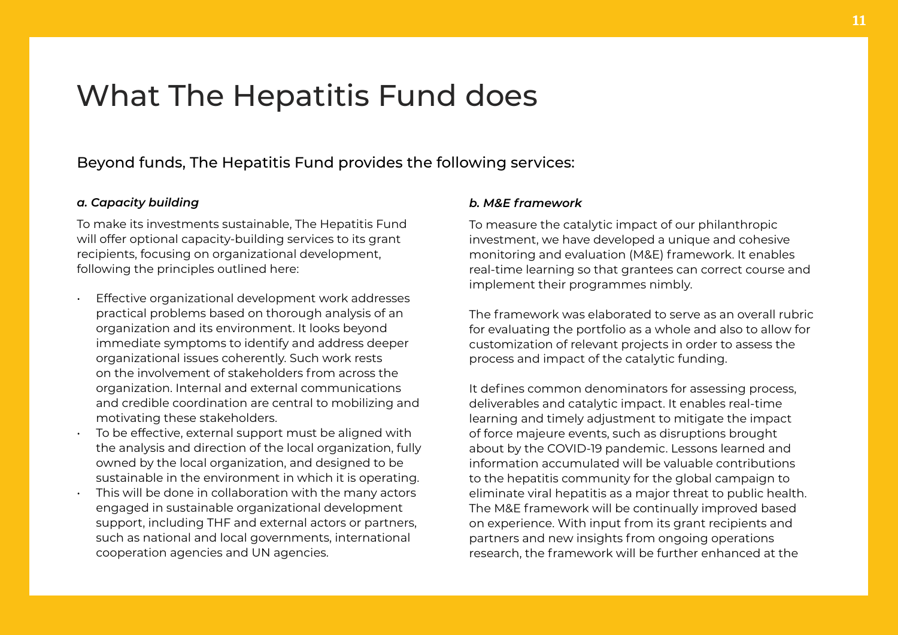# What The Hepatitis Fund does

## Beyond funds, The Hepatitis Fund provides the following services:

***a. Capacity building***

To make its investments sustainable, The Hepatitis Fund will offer optional capacity-building services to its grant recipients, focusing on organizational development, following the principles outlined here:

- Effective organizational development work addresses practical problems based on thorough analysis of an organization and its environment. It looks beyond immediate symptoms to identify and address deeper organizational issues coherently. Such work rests on the involvement of stakeholders from across the organization. Internal and external communications and credible coordination are central to mobilizing and motivating these stakeholders.
- To be effective, external support must be aligned with the analysis and direction of the local organization, fully owned by the local organization, and designed to be sustainable in the environment in which it is operating.
- This will be done in collaboration with the many actors engaged in sustainable organizational development support, including THF and external actors or partners, such as national and local governments, international cooperation agencies and UN agencies.

***b. M&E framework***

To measure the catalytic impact of our philanthropic investment, we have developed a unique and cohesive monitoring and evaluation (M&E) framework. It enables real-time learning so that grantees can correct course and implement their programmes nimbly.

The framework was elaborated to serve as an overall rubric for evaluating the portfolio as a whole and also to allow for customization of relevant projects in order to assess the process and impact of the catalytic funding.

It defines common denominators for assessing process, deliverables and catalytic impact. It enables real-time learning and timely adjustment to mitigate the impact of force majeure events, such as disruptions brought about by the COVID-19 pandemic. Lessons learned and information accumulated will be valuable contributions to the hepatitis community for the global campaign to eliminate viral hepatitis as a major threat to public health. The M&E framework will be continually improved based on experience. With input from its grant recipients and partners and new insights from ongoing operations research, the framework will be further enhanced at the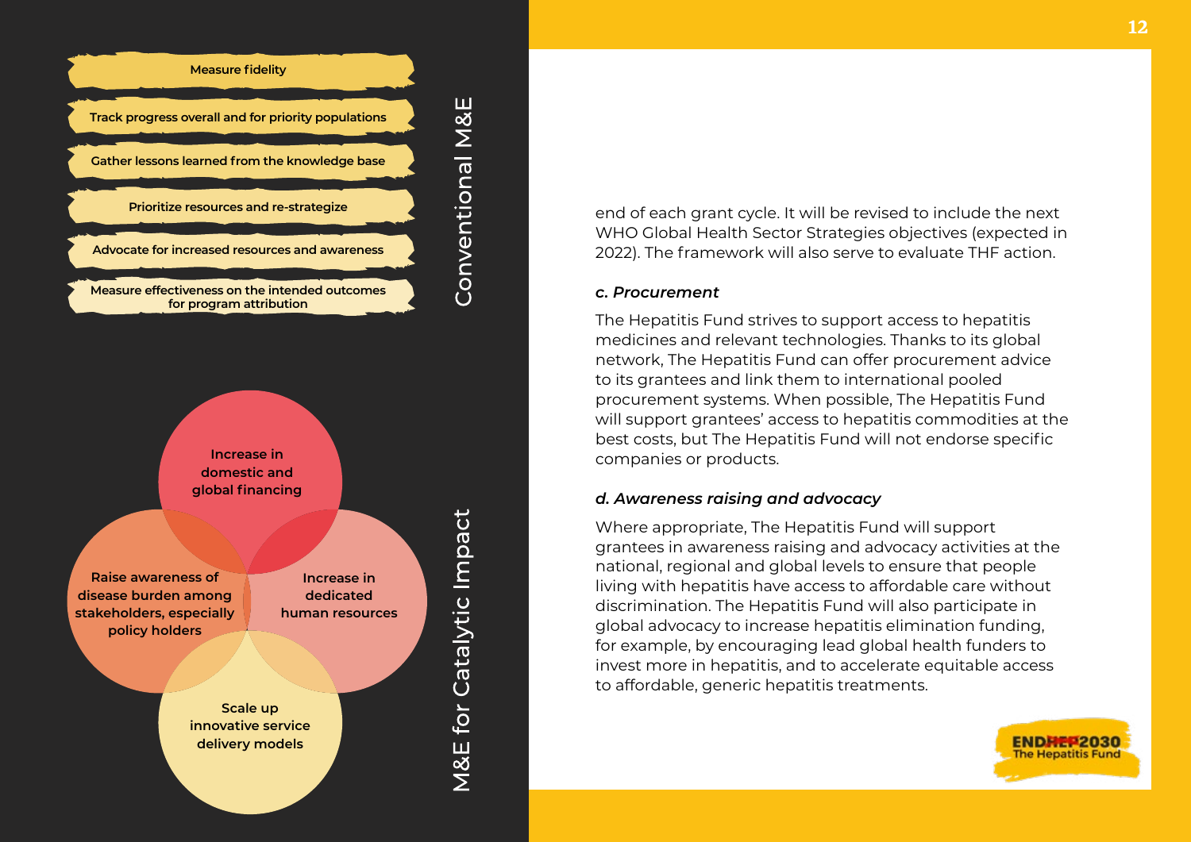## Conventional M&E

- Measure fidelity
- Track progress overall and for priority populations
- Gather lessons learned from the knowledge base
- Prioritize resources and re-strategize
- Advocate for increased resources and awareness
- Measure effectiveness on the intended outcomes for program attribution

## M&E for Catalytic Impact

- Increase in domestic and global financing
- Raise awareness of disease burden among stakeholders, especially policy holders
- Increase in dedicated human resources
- Scale up innovative service delivery models

end of each grant cycle. It will be revised to include the next WHO Global Health Sector Strategies objectives (expected in 2022). The framework will also serve to evaluate THF action.

### *c. Procurement*

The Hepatitis Fund strives to support access to hepatitis medicines and relevant technologies. Thanks to its global network, The Hepatitis Fund can offer procurement advice to its grantees and link them to international pooled procurement systems. When possible, The Hepatitis Fund will support grantees' access to hepatitis commodities at the best costs, but The Hepatitis Fund will not endorse specific companies or products.

### *d. Awareness raising and advocacy*

Where appropriate, The Hepatitis Fund will support grantees in awareness raising and advocacy activities at the national, regional and global levels to ensure that people living with hepatitis have access to affordable care without discrimination. The Hepatitis Fund will also participate in global advocacy to increase hepatitis elimination funding, for example, by encouraging lead global health funders to invest more in hepatitis, and to accelerate equitable access to affordable, generic hepatitis treatments.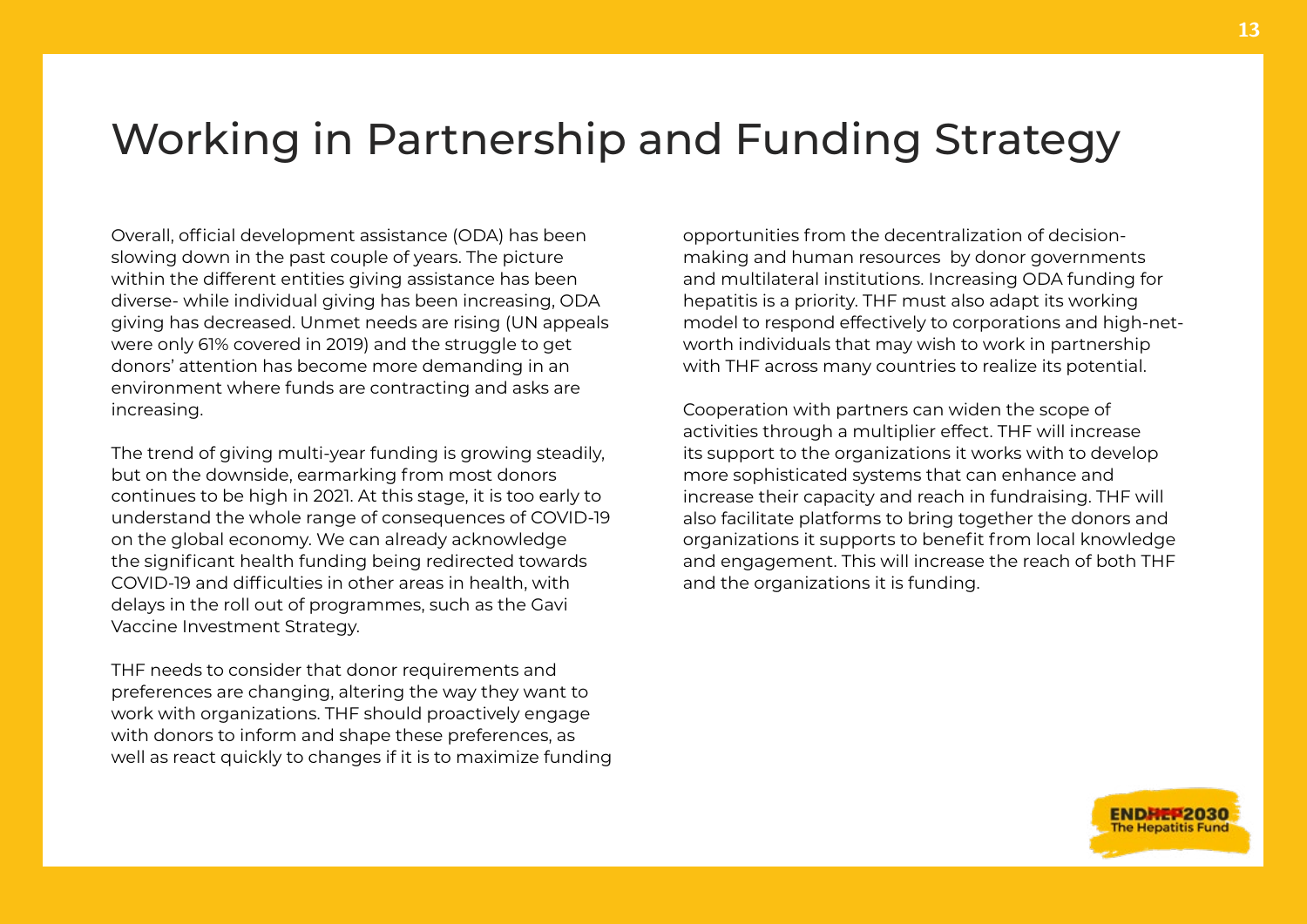# Working in Partnership and Funding Strategy

Overall, official development assistance (ODA) has been slowing down in the past couple of years. The picture within the different entities giving assistance has been diverse- while individual giving has been increasing, ODA giving has decreased. Unmet needs are rising (UN appeals were only 61% covered in 2019) and the struggle to get donors' attention has become more demanding in an environment where funds are contracting and asks are increasing.

The trend of giving multi-year funding is growing steadily, but on the downside, earmarking from most donors continues to be high in 2021. At this stage, it is too early to understand the whole range of consequences of COVID-19 on the global economy. We can already acknowledge the significant health funding being redirected towards COVID-19 and difficulties in other areas in health, with delays in the roll out of programmes, such as the Gavi Vaccine Investment Strategy.

THF needs to consider that donor requirements and preferences are changing, altering the way they want to work with organizations. THF should proactively engage with donors to inform and shape these preferences, as well as react quickly to changes if it is to maximize funding opportunities from the decentralization of decision-making and human resources by donor governments and multilateral institutions. Increasing ODA funding for hepatitis is a priority. THF must also adapt its working model to respond effectively to corporations and high-net-worth individuals that may wish to work in partnership with THF across many countries to realize its potential.

Cooperation with partners can widen the scope of activities through a multiplier effect. THF will increase its support to the organizations it works with to develop more sophisticated systems that can enhance and increase their capacity and reach in fundraising. THF will also facilitate platforms to bring together the donors and organizations it supports to benefit from local knowledge and engagement. This will increase the reach of both THF and the organizations it is funding.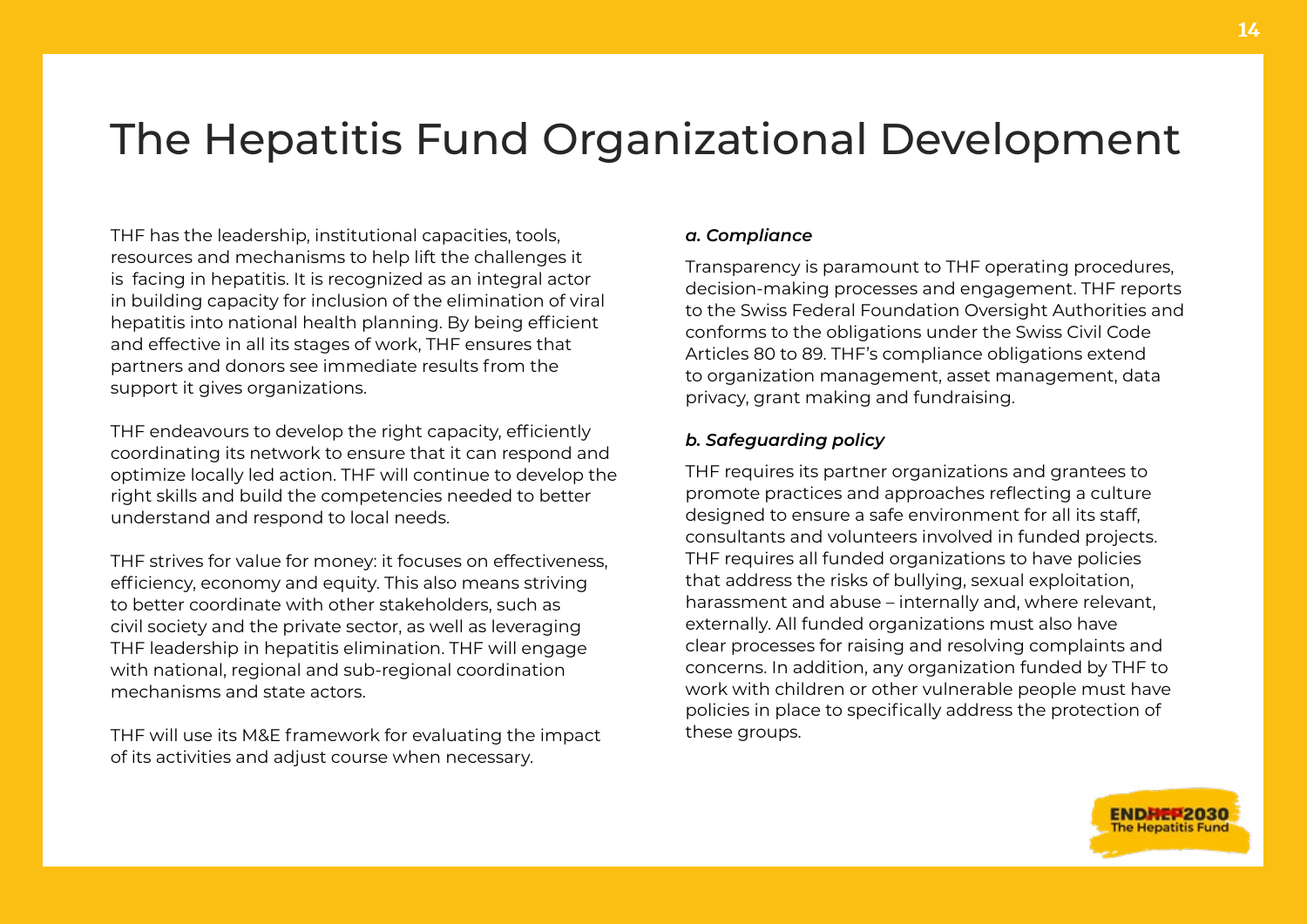# The Hepatitis Fund Organizational Development

THF has the leadership, institutional capacities, tools, resources and mechanisms to help lift the challenges it is facing in hepatitis. It is recognized as an integral actor in building capacity for inclusion of the elimination of viral hepatitis into national health planning. By being efficient and effective in all its stages of work, THF ensures that partners and donors see immediate results from the support it gives organizations.

THF endeavours to develop the right capacity, efficiently coordinating its network to ensure that it can respond and optimize locally led action. THF will continue to develop the right skills and build the competencies needed to better understand and respond to local needs.

THF strives for value for money: it focuses on effectiveness, efficiency, economy and equity. This also means striving to better coordinate with other stakeholders, such as civil society and the private sector, as well as leveraging THF leadership in hepatitis elimination. THF will engage with national, regional and sub-regional coordination mechanisms and state actors.

THF will use its M&E framework for evaluating the impact of its activities and adjust course when necessary.

***a. Compliance***

Transparency is paramount to THF operating procedures, decision-making processes and engagement. THF reports to the Swiss Federal Foundation Oversight Authorities and conforms to the obligations under the Swiss Civil Code Articles 80 to 89. THF's compliance obligations extend to organization management, asset management, data privacy, grant making and fundraising.

***b. Safeguarding policy***

THF requires its partner organizations and grantees to promote practices and approaches reflecting a culture designed to ensure a safe environment for all its staff, consultants and volunteers involved in funded projects. THF requires all funded organizations to have policies that address the risks of bullying, sexual exploitation, harassment and abuse – internally and, where relevant, externally. All funded organizations must also have clear processes for raising and resolving complaints and concerns. In addition, any organization funded by THF to work with children or other vulnerable people must have policies in place to specifically address the protection of these groups.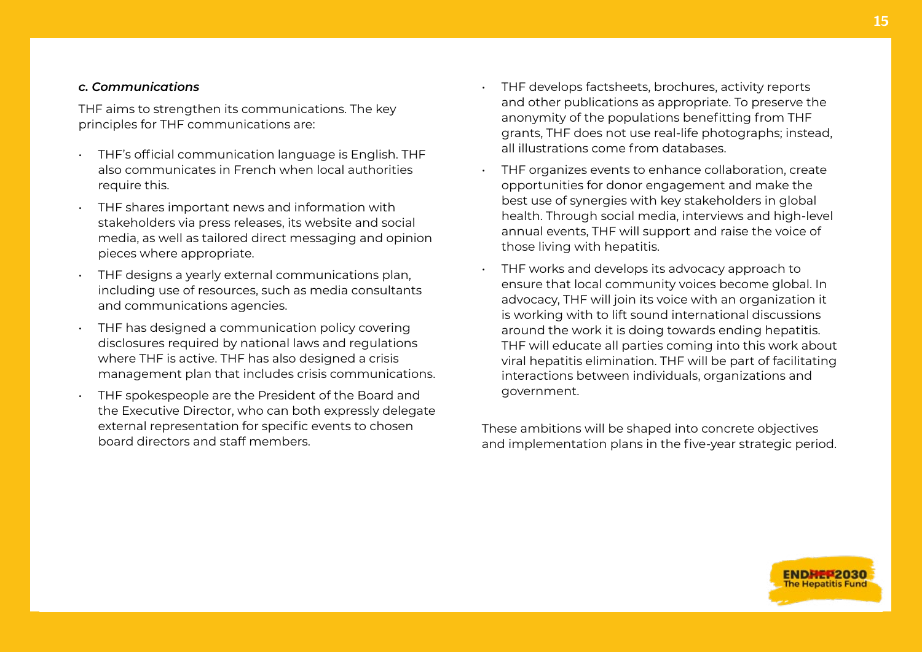### *c. Communications*

THF aims to strengthen its communications. The key principles for THF communications are:

- THF's official communication language is English. THF also communicates in French when local authorities require this.
- THF shares important news and information with stakeholders via press releases, its website and social media, as well as tailored direct messaging and opinion pieces where appropriate.
- THF designs a yearly external communications plan, including use of resources, such as media consultants and communications agencies.
- THF has designed a communication policy covering disclosures required by national laws and regulations where THF is active. THF has also designed a crisis management plan that includes crisis communications.
- THF spokespeople are the President of the Board and the Executive Director, who can both expressly delegate external representation for specific events to chosen board directors and staff members.
- THF develops factsheets, brochures, activity reports and other publications as appropriate. To preserve the anonymity of the populations benefitting from THF grants, THF does not use real-life photographs; instead, all illustrations come from databases.
- THF organizes events to enhance collaboration, create opportunities for donor engagement and make the best use of synergies with key stakeholders in global health. Through social media, interviews and high-level annual events, THF will support and raise the voice of those living with hepatitis.
- THF works and develops its advocacy approach to ensure that local community voices become global. In advocacy, THF will join its voice with an organization it is working with to lift sound international discussions around the work it is doing towards ending hepatitis. THF will educate all parties coming into this work about viral hepatitis elimination. THF will be part of facilitating interactions between individuals, organizations and government.

These ambitions will be shaped into concrete objectives and implementation plans in the five-year strategic period.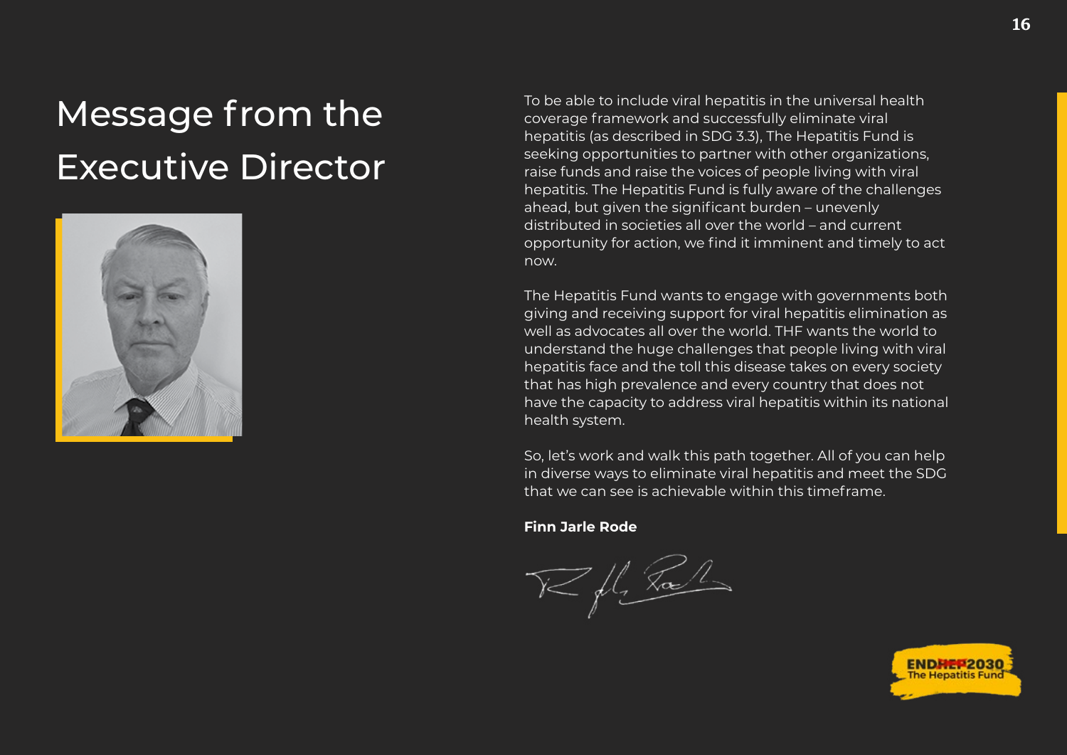# Message from the Executive Director

To be able to include viral hepatitis in the universal health coverage framework and successfully eliminate viral hepatitis (as described in SDG 3.3), The Hepatitis Fund is seeking opportunities to partner with other organizations, raise funds and raise the voices of people living with viral hepatitis. The Hepatitis Fund is fully aware of the challenges ahead, but given the significant burden – unevenly distributed in societies all over the world – and current opportunity for action, we find it imminent and timely to act now.

The Hepatitis Fund wants to engage with governments both giving and receiving support for viral hepatitis elimination as well as advocates all over the world. THF wants the world to understand the huge challenges that people living with viral hepatitis face and the toll this disease takes on every society that has high prevalence and every country that does not have the capacity to address viral hepatitis within its national health system.

So, let's work and walk this path together. All of you can help in diverse ways to eliminate viral hepatitis and meet the SDG that we can see is achievable within this timeframe.

**Finn Jarle Rode**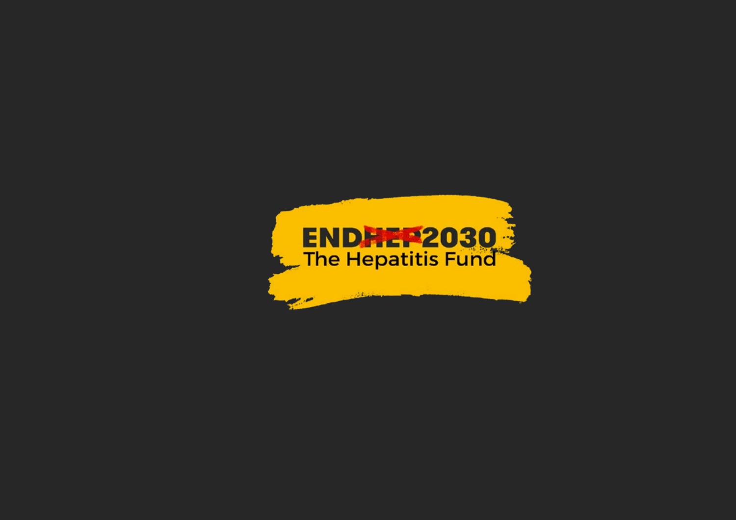ENDHEP2030

The Hepatitis Fund